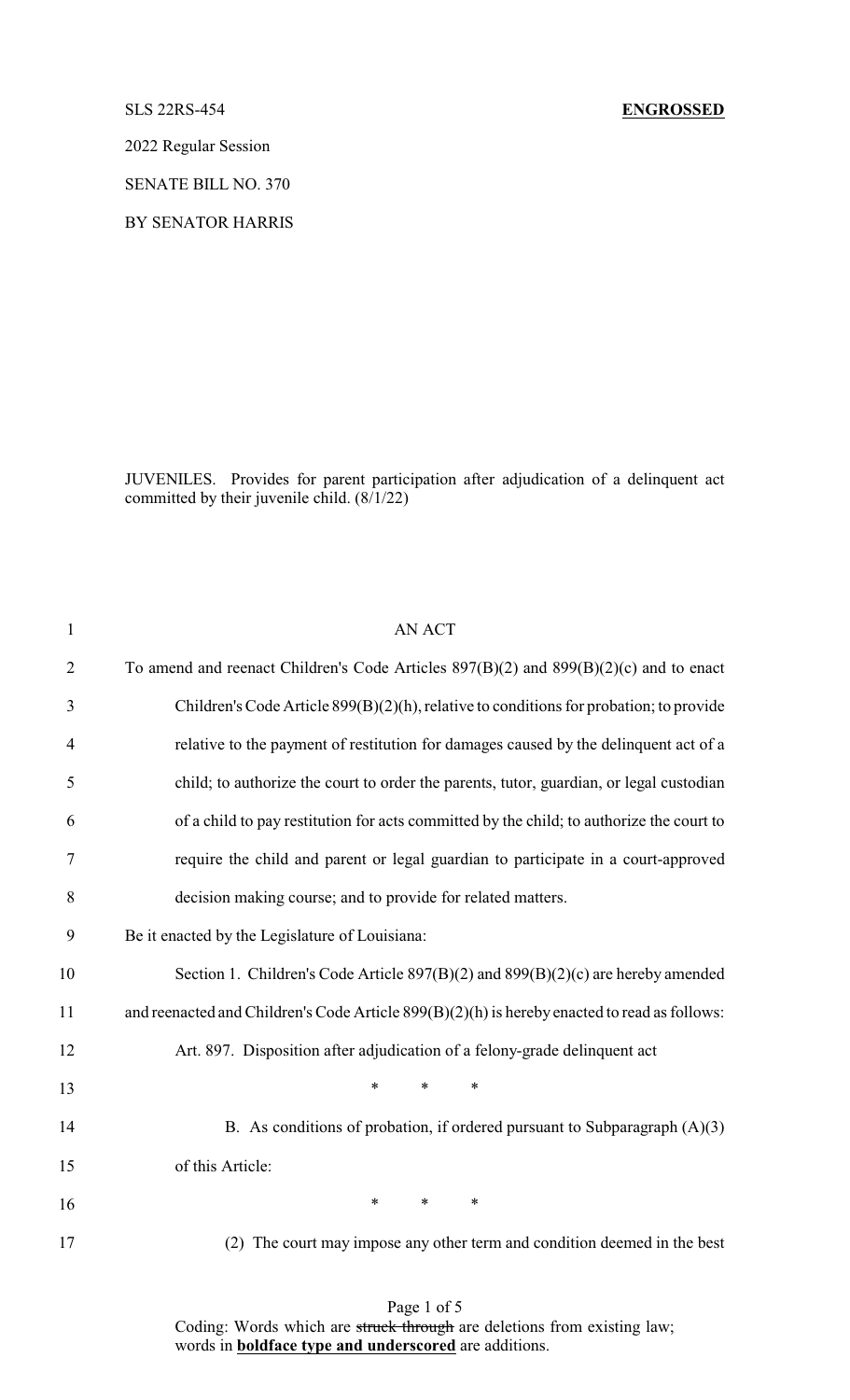SLS 22RS-454 **ENGROSSED**

2022 Regular Session

SENATE BILL NO. 370

BY SENATOR HARRIS

JUNIVELES. Provides for parent participation after adjudication of a delinquent act committed by their juvenile child. (8/1/22)

AN ACT

To amend and reenact Children's Code Articles 897(B)(2) and 899(B)(2)(c) and to enact Children's Code Article 899(B)(2)(h), relative to conditions for probation; to provide relative to the payment of restitution for damages caused by the delinquent act of a child; to authorize the court to order the parents, tutor, guardian, or legal custodian of a child to pay restitution for acts committed by the child; to authorize the court to require the child and parent or legal guardian to participate in a court-approved decision making course; and to provide for related matters.

Be it enacted by the Legislature of Louisiana:

Section 1. Children's Code Article 897(B)(2) and 899(B)(2)(c) are hereby amended and reenacted and Children's Code Article 899(B)(2)(h) is hereby enacted to read as follows:

Art. 897. Disposition after adjudication of a felony-grade delinquent act

\* \* \*

B. As conditions of probation, if ordered pursuant to Subparagraph (A)(3) of this Article:

\* \* \*

(2) The court may impose any other term and condition deemed in the best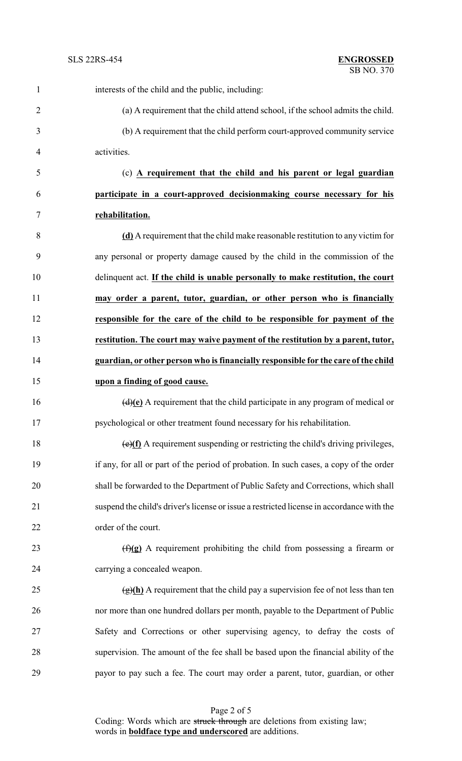interests of the child and the public, including:

(a) A requirement that the child attend school, if the school admits the child.

(b) A requirement that the child perform court-approved community service activities.

(c) **A requirement that the child and his parent or legal guardian participate in a court-approved decisionmaking course necessary for his rehabilitation.**

**(d)** A requirement that the child make reasonable restitution to any victim for any personal or property damage caused by the child in the commission of the delinquent act. **If the child is unable personally to make restitution, the court may order a parent, tutor, guardian, or other person who is financially responsible for the care of the child to be responsible for payment of the restitution. The court may waive payment of the restitution by a parent, tutor, guardian, or other person who is financially responsible for the care of the child upon a finding of good cause.**

~~(d)~~**(e)** A requirement that the child participate in any program of medical or psychological or other treatment found necessary for his rehabilitation.

~~(e)~~**(f)** A requirement suspending or restricting the child's driving privileges, if any, for all or part of the period of probation. In such cases, a copy of the order shall be forwarded to the Department of Public Safety and Corrections, which shall suspend the child's driver's license or issue a restricted license in accordance with the order of the court.

~~(f)~~**(g)** A requirement prohibiting the child from possessing a firearm or carrying a concealed weapon.

~~(g)~~**(h)** A requirement that the child pay a supervision fee of not less than ten nor more than one hundred dollars per month, payable to the Department of Public Safety and Corrections or other supervising agency, to defray the costs of supervision. The amount of the fee shall be based upon the financial ability of the payor to pay such a fee. The court may order a parent, tutor, guardian, or other

Coding: Words which are ~~struck through~~ are deletions from existing law; words in **boldface type and underscored** are additions.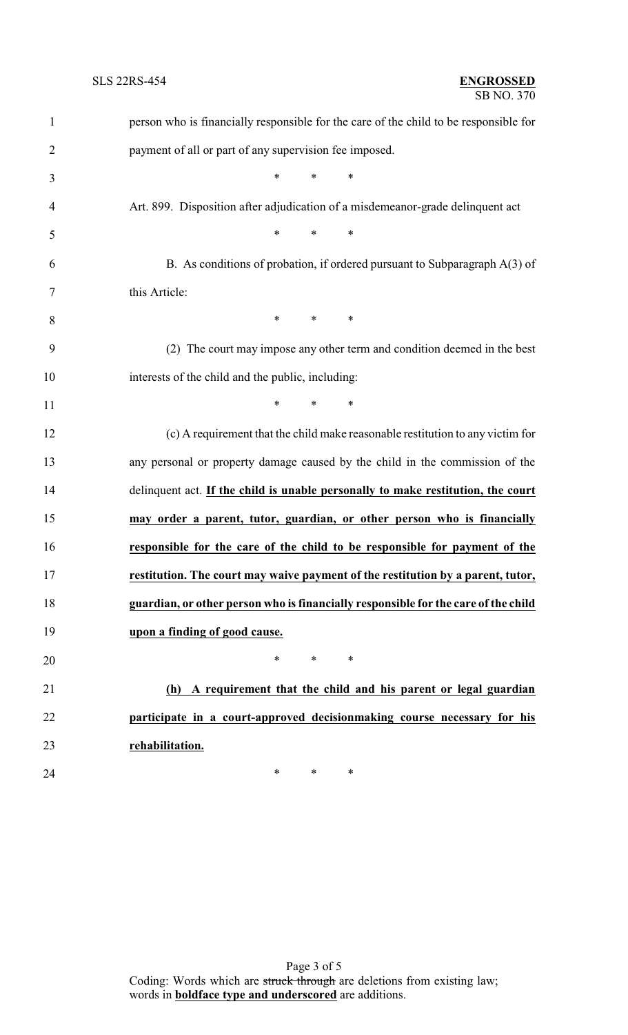person who is financially responsible for the care of the child to be responsible for payment of all or part of any supervision fee imposed.

\* \* \*

Art. 899. Disposition after adjudication of a misdemeanor-grade delinquent act

\* \* \*

B. As conditions of probation, if ordered pursuant to Subparagraph A(3) of this Article:

\* \* \*

(2) The court may impose any other term and condition deemed in the best interests of the child and the public, including:

\* \* \*

(c) A requirement that the child make reasonable restitution to any victim for any personal or property damage caused by the child in the commission of the delinquent act. **<u>If the child is unable personally to make restitution, the court may order a parent, tutor, guardian, or other person who is financially responsible for the care of the child to be responsible for payment of the restitution. The court may waive payment of the restitution by a parent, tutor, guardian, or other person who is financially responsible for the care of the child upon a finding of good cause.</u>**

\* \* \*

**<u>(h) A requirement that the child and his parent or legal guardian participate in a court-approved decisionmaking course necessary for his rehabilitation.</u>**

\* \* \*

Coding: Words which are ~~struck through~~ are deletions from existing law; words in **<u>boldface type and underscored</u>** are additions.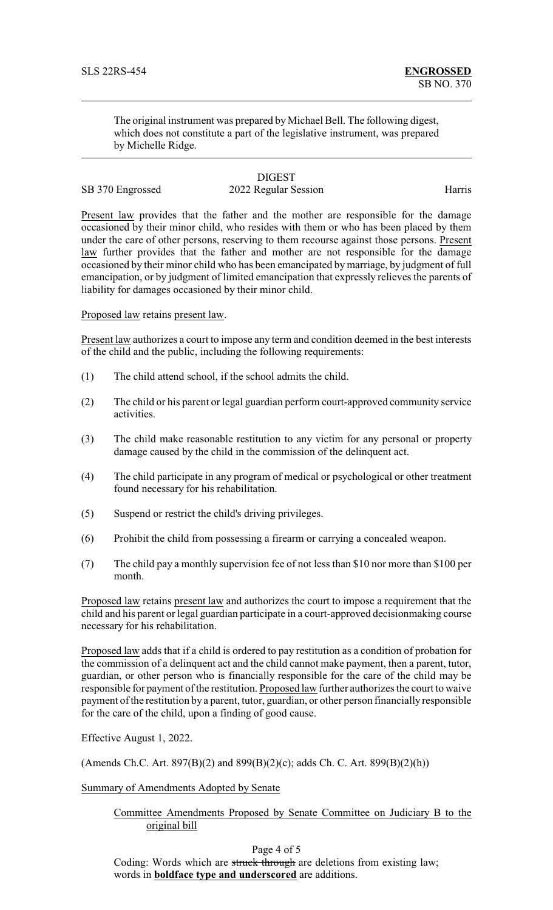The original instrument was prepared by Michael Bell. The following digest, which does not constitute a part of the legislative instrument, was prepared by Michelle Ridge.

DIGEST

SB 370 Engrossed 2022 Regular Session Harris

Present law provides that the father and the mother are responsible for the damage occasioned by their minor child, who resides with them or who has been placed by them under the care of other persons, reserving to them recourse against those persons. Present law further provides that the father and mother are not responsible for the damage occasioned by their minor child who has been emancipated by marriage, by judgment of full emancipation, or by judgment of limited emancipation that expressly relieves the parents of liability for damages occasioned by their minor child.

Proposed law retains present law.

Present law authorizes a court to impose any term and condition deemed in the best interests of the child and the public, including the following requirements:

(1) The child attend school, if the school admits the child.

(2) The child or his parent or legal guardian perform court-approved community service activities.

(3) The child make reasonable restitution to any victim for any personal or property damage caused by the child in the commission of the delinquent act.

(4) The child participate in any program of medical or psychological or other treatment found necessary for his rehabilitation.

(5) Suspend or restrict the child's driving privileges.

(6) Prohibit the child from possessing a firearm or carrying a concealed weapon.

(7) The child pay a monthly supervision fee of not less than $10 nor more than $100 per month.

Proposed law retains present law and authorizes the court to impose a requirement that the child and his parent or legal guardian participate in a court-approved decisionmaking course necessary for his rehabilitation.

Proposed law adds that if a child is ordered to pay restitution as a condition of probation for the commission of a delinquent act and the child cannot make payment, then a parent, tutor, guardian, or other person who is financially responsible for the care of the child may be responsible for payment of the restitution. Proposed law further authorizes the court to waive payment of the restitution by a parent, tutor, guardian, or other person financially responsible for the care of the child, upon a finding of good cause.

Effective August 1, 2022.

(Amends Ch.C. Art. 897(B)(2) and 899(B)(2)(c); adds Ch. C. Art. 899(B)(2)(h))

Summary of Amendments Adopted by Senate

Committee Amendments Proposed by Senate Committee on Judiciary B to the original bill

Coding: Words which are ~~struck through~~ are deletions from existing law; words in **boldface type and underscored** are additions.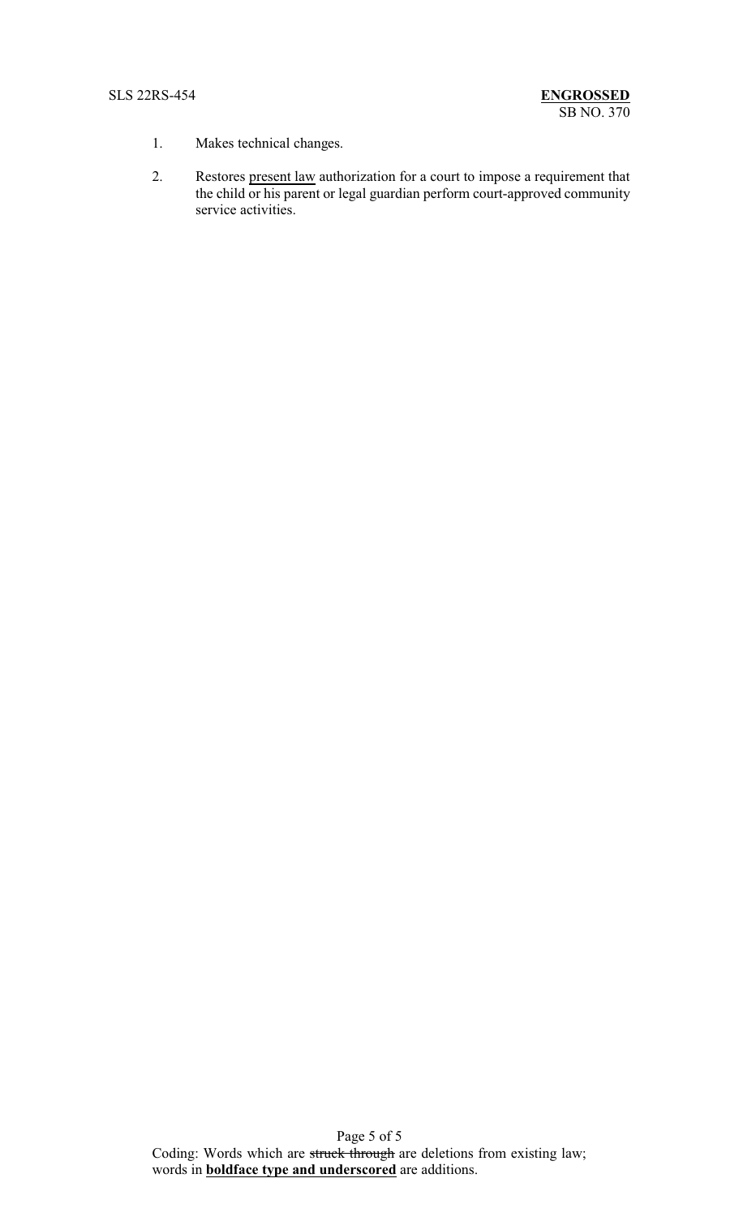1. Makes technical changes.

2. Restores present law authorization for a court to impose a requirement that the child or his parent or legal guardian perform court-approved community service activities.